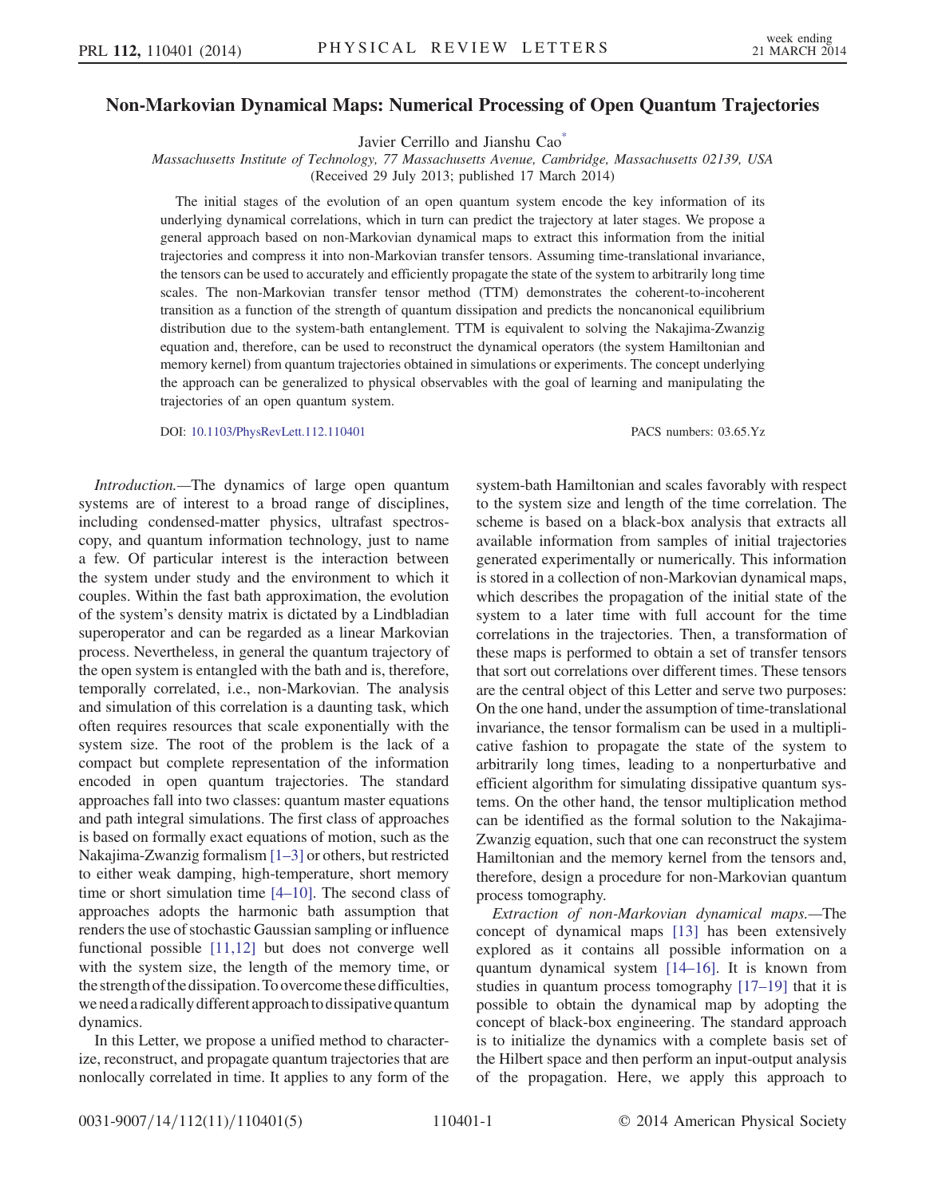# Non-Markovian Dynamical Maps: Numerical Processing of Open Quantum Trajectories

Javier Cerrillo and Jianshu Cao[*]

*Massachusetts Institute of Technology, 77 Massachusetts Avenue, Cambridge, Massachusetts 02139, USA*
(Received 29 July 2013; published 17 March 2014)

The initial stages of the evolution of an open quantum system encode the key information of its underlying dynamical correlations, which in turn can predict the trajectory at later stages. We propose a general approach based on non-Markovian dynamical maps to extract this information from the initial trajectories and compress it into non-Markovian transfer tensors. Assuming time-translational invariance, the tensors can be used to accurately and efficiently propagate the state of the system to arbitrarily long time scales. The non-Markovian transfer tensor method (TTM) demonstrates the coherent-to-incoherent transition as a function of the strength of quantum dissipation and predicts the noncanonical equilibrium distribution due to the system-bath entanglement. TTM is equivalent to solving the Nakajima-Zwanzig equation and, therefore, can be used to reconstruct the dynamical operators (the system Hamiltonian and memory kernel) from quantum trajectories obtained in simulations or experiments. The concept underlying the approach can be generalized to physical observables with the goal of learning and manipulating the trajectories of an open quantum system.

DOI: 10.1103/PhysRevLett.112.110401 PACS numbers: 03.65.Yz

*Introduction.*—The dynamics of large open quantum systems are of interest to a broad range of disciplines, including condensed-matter physics, ultrafast spectroscopy, and quantum information technology, just to name a few. Of particular interest is the interaction between the system under study and the environment to which it couples. Within the fast bath approximation, the evolution of the system's density matrix is dictated by a Lindbladian superoperator and can be regarded as a linear Markovian process. Nevertheless, in general the quantum trajectory of the open system is entangled with the bath and is, therefore, temporally correlated, i.e., non-Markovian. The analysis and simulation of this correlation is a daunting task, which often requires resources that scale exponentially with the system size. The root of the problem is the lack of a compact but complete representation of the information encoded in open quantum trajectories. The standard approaches fall into two classes: quantum master equations and path integral simulations. The first class of approaches is based on formally exact equations of motion, such as the Nakajima-Zwanzig formalism [1–3] or others, but restricted to either weak damping, high-temperature, short memory time or short simulation time [4–10]. The second class of approaches adopts the harmonic bath assumption that renders the use of stochastic Gaussian sampling or influence functional possible [11,12] but does not converge well with the system size, the length of the memory time, or the strength of the dissipation. To overcome these difficulties, we need a radically different approach to dissipative quantum dynamics.

In this Letter, we propose a unified method to characterize, reconstruct, and propagate quantum trajectories that are nonlocally correlated in time. It applies to any form of the system-bath Hamiltonian and scales favorably with respect to the system size and length of the time correlation. The scheme is based on a black-box analysis that extracts all available information from samples of initial trajectories generated experimentally or numerically. This information is stored in a collection of non-Markovian dynamical maps, which describes the propagation of the initial state of the system to a later time with full account for the time correlations in the trajectories. Then, a transformation of these maps is performed to obtain a set of transfer tensors that sort out correlations over different times. These tensors are the central object of this Letter and serve two purposes: On the one hand, under the assumption of time-translational invariance, the tensor formalism can be used in a multiplicative fashion to propagate the state of the system to arbitrarily long times, leading to a nonperturbative and efficient algorithm for simulating dissipative quantum systems. On the other hand, the tensor multiplication method can be identified as the formal solution to the Nakajima-Zwanzig equation, such that one can reconstruct the system Hamiltonian and the memory kernel from the tensors and, therefore, design a procedure for non-Markovian quantum process tomography.

*Extraction of non-Markovian dynamical maps.*—The concept of dynamical maps [13] has been extensively explored as it contains all possible information on a quantum dynamical system [14–16]. It is known from studies in quantum process tomography [17–19] that it is possible to obtain the dynamical map by adopting the concept of black-box engineering. The standard approach is to initialize the dynamics with a complete basis set of the Hilbert space and then perform an input-output analysis of the propagation. Here, we apply this approach to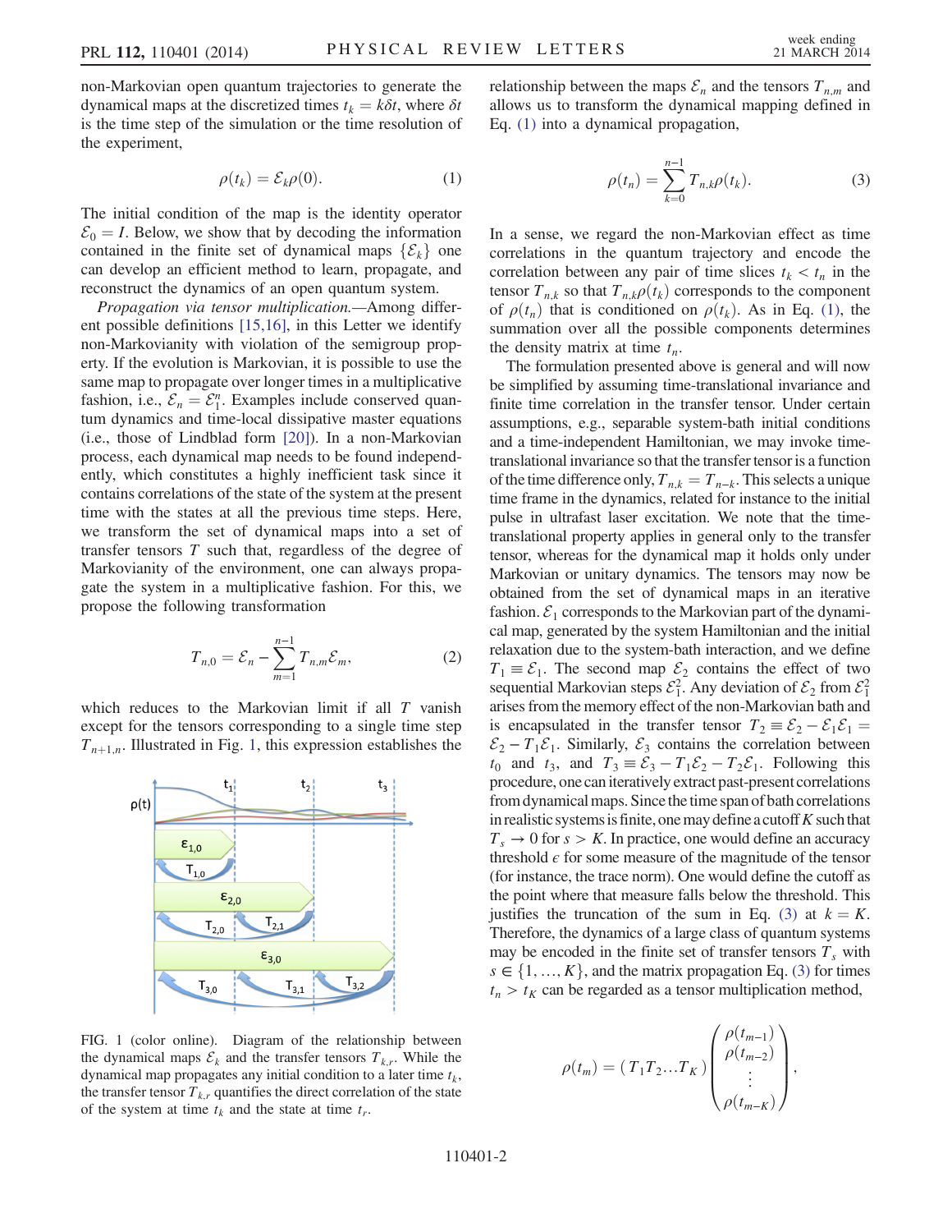non-Markovian open quantum trajectories to generate the dynamical maps at the discretized times $t_k = k\delta t$, where $\delta t$ is the time step of the simulation or the time resolution of the experiment,

$$\rho(t_k) = \mathcal{E}_k \rho(0). \tag{1}$$

The initial condition of the map is the identity operator $\mathcal{E}_0 = I$. Below, we show that by decoding the information contained in the finite set of dynamical maps $\{\mathcal{E}_k\}$ one can develop an efficient method to learn, propagate, and reconstruct the dynamics of an open quantum system.

*Propagation via tensor multiplication.*—Among different possible definitions [15,16], in this Letter we identify non-Markovianity with violation of the semigroup property. If the evolution is Markovian, it is possible to use the same map to propagate over longer times in a multiplicative fashion, i.e., $\mathcal{E}_n = \mathcal{E}_1^n$. Examples include conserved quantum dynamics and time-local dissipative master equations (i.e., those of Lindblad form [20]). In a non-Markovian process, each dynamical map needs to be found independently, which constitutes a highly inefficient task since it contains correlations of the state of the system at the present time with the states at all the previous time steps. Here, we transform the set of dynamical maps into a set of transfer tensors $T$ such that, regardless of the degree of Markovianity of the environment, one can always propagate the system in a multiplicative fashion. For this, we propose the following transformation

$$T_{n,0} = \mathcal{E}_n - \sum_{m=1}^{n-1} T_{n,m} \mathcal{E}_m, \tag{2}$$

which reduces to the Markovian limit if all $T$ vanish except for the tensors corresponding to a single time step $T_{n+1,n}$. Illustrated in Fig. 1, this expression establishes the relationship between the maps $\mathcal{E}_n$ and the tensors $T_{n,m}$ and allows us to transform the dynamical mapping defined in Eq. (1) into a dynamical propagation,

$$\rho(t_n) = \sum_{k=0}^{n-1} T_{n,k} \rho(t_k). \tag{3}$$

FIG. 1 (color online). Diagram of the relationship between the dynamical maps $\mathcal{E}_k$ and the transfer tensors $T_{k,r}$. While the dynamical map propagates any initial condition to a later time $t_k$, the transfer tensor $T_{k,r}$ quantifies the direct correlation of the state of the system at time $t_k$ and the state at time $t_r$.

In a sense, we regard the non-Markovian effect as time correlations in the quantum trajectory and encode the correlation between any pair of time slices $t_k < t_n$ in the tensor $T_{n,k}$ so that $T_{n,k}\rho(t_k)$ corresponds to the component of $\rho(t_n)$ that is conditioned on $\rho(t_k)$. As in Eq. (1), the summation over all the possible components determines the density matrix at time $t_n$.

The formulation presented above is general and will now be simplified by assuming time-translational invariance and finite time correlation in the transfer tensor. Under certain assumptions, e.g., separable system-bath initial conditions and a time-independent Hamiltonian, we may invoke time-translational invariance so that the transfer tensor is a function of the time difference only, $T_{n,k} = T_{n-k}$. This selects a unique time frame in the dynamics, related for instance to the initial pulse in ultrafast laser excitation. We note that the time-translational property applies in general only to the transfer tensor, whereas for the dynamical map it holds only under Markovian or unitary dynamics. The tensors may now be obtained from the set of dynamical maps in an iterative fashion. $\mathcal{E}_1$ corresponds to the Markovian part of the dynamical map, generated by the system Hamiltonian and the initial relaxation due to the system-bath interaction, and we define $T_1 \equiv \mathcal{E}_1$. The second map $\mathcal{E}_2$ contains the effect of two sequential Markovian steps $\mathcal{E}_1^2$. Any deviation of $\mathcal{E}_2$ from $\mathcal{E}_1^2$ arises from the memory effect of the non-Markovian bath and is encapsulated in the transfer tensor $T_2 \equiv \mathcal{E}_2 - \mathcal{E}_1\mathcal{E}_1 = \mathcal{E}_2 - T_1\mathcal{E}_1$. Similarly, $\mathcal{E}_3$ contains the correlation between $t_0$ and $t_3$, and $T_3 \equiv \mathcal{E}_3 - T_1\mathcal{E}_2 - T_2\mathcal{E}_1$. Following this procedure, one can iteratively extract past-present correlations from dynamical maps. Since the time span of bath correlations in realistic systems is finite, one may define a cutoff $K$ such that $T_s \to 0$ for $s > K$. In practice, one would define an accuracy threshold $\epsilon$ for some measure of the magnitude of the tensor (for instance, the trace norm). One would define the cutoff as the point where that measure falls below the threshold. This justifies the truncation of the sum in Eq. (3) at $k = K$. Therefore, the dynamics of a large class of quantum systems may be encoded in the finite set of transfer tensors $T_s$ with $s \in \{1, \ldots, K\}$, and the matrix propagation Eq. (3) for times $t_n > t_K$ can be regarded as a tensor multiplication method,

$$\rho(t_m) = (T_1 T_2 \ldots T_K) \begin{pmatrix} \rho(t_{m-1}) \\ \rho(t_{m-2}) \\ \vdots \\ \rho(t_{m-K}) \end{pmatrix},$$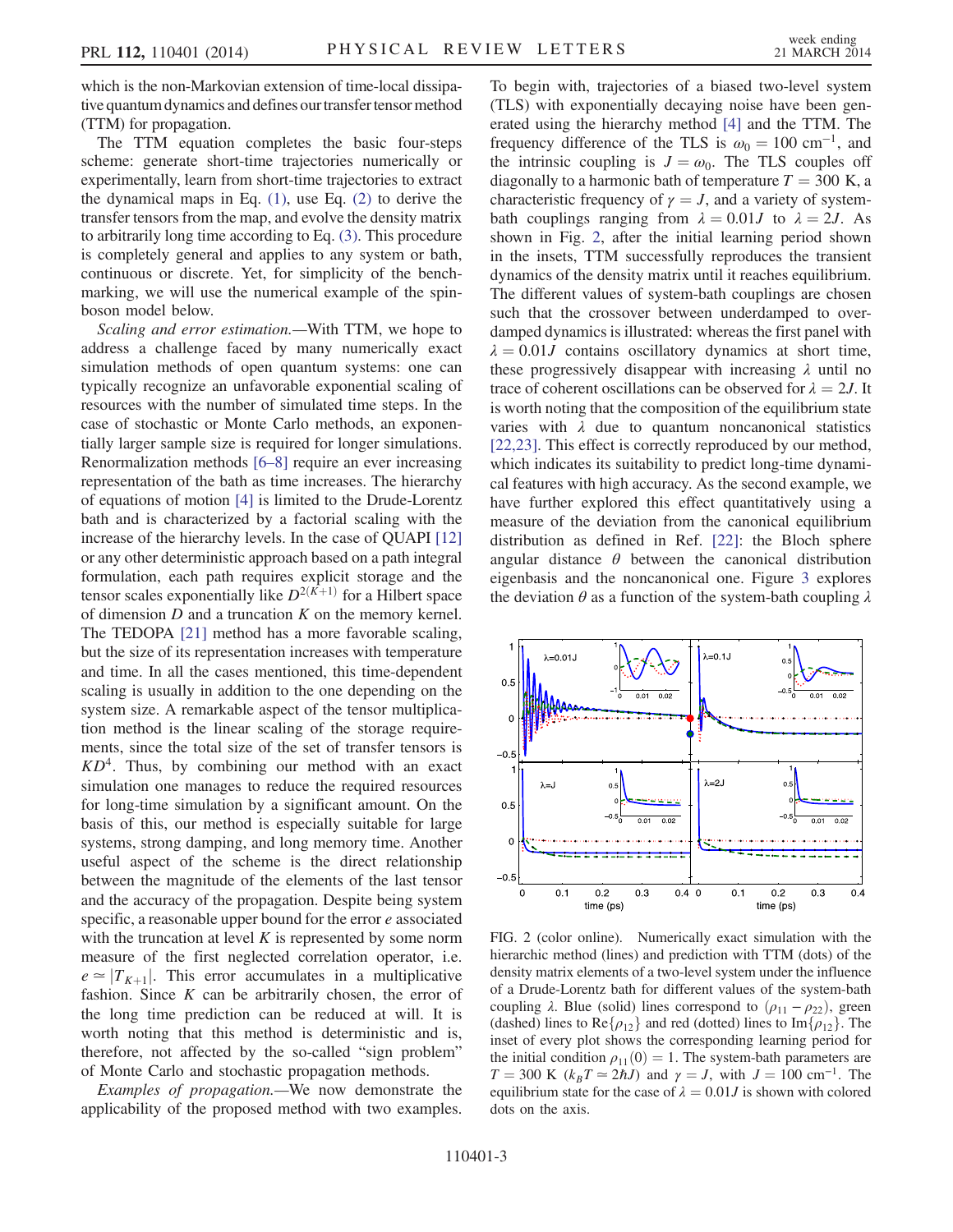which is the non-Markovian extension of time-local dissipative quantum dynamics and defines our transfer tensor method (TTM) for propagation.

The TTM equation completes the basic four-steps scheme: generate short-time trajectories numerically or experimentally, learn from short-time trajectories to extract the dynamical maps in Eq. (1), use Eq. (2) to derive the transfer tensors from the map, and evolve the density matrix to arbitrarily long time according to Eq. (3). This procedure is completely general and applies to any system or bath, continuous or discrete. Yet, for simplicity of the benchmarking, we will use the numerical example of the spin-boson model below.

*Scaling and error estimation.*—With TTM, we hope to address a challenge faced by many numerically exact simulation methods of open quantum systems: one can typically recognize an unfavorable exponential scaling of resources with the number of simulated time steps. In the case of stochastic or Monte Carlo methods, an exponentially larger sample size is required for longer simulations. Renormalization methods [6–8] require an ever increasing representation of the bath as time increases. The hierarchy of equations of motion [4] is limited to the Drude-Lorentz bath and is characterized by a factorial scaling with the increase of the hierarchy levels. In the case of QUAPI [12] or any other deterministic approach based on a path integral formulation, each path requires explicit storage and the tensor scales exponentially like $D^{2(K+1)}$ for a Hilbert space of dimension $D$ and a truncation $K$ on the memory kernel. The TEDOPA [21] method has a more favorable scaling, but the size of its representation increases with temperature and time. In all the cases mentioned, this time-dependent scaling is usually in addition to the one depending on the system size. A remarkable aspect of the tensor multiplication method is the linear scaling of the storage requirements, since the total size of the set of transfer tensors is $KD^4$. Thus, by combining our method with an exact simulation one manages to reduce the required resources for long-time simulation by a significant amount. On the basis of this, our method is especially suitable for large systems, strong damping, and long memory time. Another useful aspect of the scheme is the direct relationship between the magnitude of the elements of the last tensor and the accuracy of the propagation. Despite being system specific, a reasonable upper bound for the error $e$ associated with the truncation at level $K$ is represented by some norm measure of the first neglected correlation operator, i.e. $e \simeq |T_{K+1}|$. This error accumulates in a multiplicative fashion. Since $K$ can be arbitrarily chosen, the error of the long time prediction can be reduced at will. It is worth noting that this method is deterministic and is, therefore, not affected by the so-called "sign problem" of Monte Carlo and stochastic propagation methods.

*Examples of propagation.*—We now demonstrate the applicability of the proposed method with two examples. To begin with, trajectories of a biased two-level system (TLS) with exponentially decaying noise have been generated using the hierarchy method [4] and the TTM. The frequency difference of the TLS is $\omega_0 = 100\ \text{cm}^{-1}$, and the intrinsic coupling is $J = \omega_0$. The TLS couples off diagonally to a harmonic bath of temperature $T = 300$ K, a characteristic frequency of $\gamma = J$, and a variety of system-bath couplings ranging from $\lambda = 0.01J$ to $\lambda = 2J$. As shown in Fig. 2, after the initial learning period shown in the insets, TTM successfully reproduces the transient dynamics of the density matrix until it reaches equilibrium. The different values of system-bath couplings are chosen such that the crossover between underdamped to overdamped dynamics is illustrated: whereas the first panel with $\lambda = 0.01J$ contains oscillatory dynamics at short time, these progressively disappear with increasing $\lambda$ until no trace of coherent oscillations can be observed for $\lambda = 2J$. It is worth noting that the composition of the equilibrium state varies with $\lambda$ due to quantum noncanonical statistics [22,23]. This effect is correctly reproduced by our method, which indicates its suitability to predict long-time dynamical features with high accuracy. As the second example, we have further explored this effect quantitatively using a measure of the deviation from the canonical equilibrium distribution as defined in Ref. [22]: the Bloch sphere angular distance $\theta$ between the canonical distribution eigenbasis and the noncanonical one. Figure 3 explores the deviation $\theta$ as a function of the system-bath coupling $\lambda$

FIG. 2 (color online). Numerically exact simulation with the hierarchic method (lines) and prediction with TTM (dots) of the density matrix elements of a two-level system under the influence of a Drude-Lorentz bath for different values of the system-bath coupling $\lambda$. Blue (solid) lines correspond to $(\rho_{11} - \rho_{22})$, green (dashed) lines to $\text{Re}\{\rho_{12}\}$ and red (dotted) lines to $\text{Im}\{\rho_{12}\}$. The inset of every plot shows the corresponding learning period for the initial condition $\rho_{11}(0) = 1$. The system-bath parameters are $T = 300$ K ($k_B T \simeq 2\hbar J$) and $\gamma = J$, with $J = 100\ \text{cm}^{-1}$. The equilibrium state for the case of $\lambda = 0.01J$ is shown with colored dots on the axis.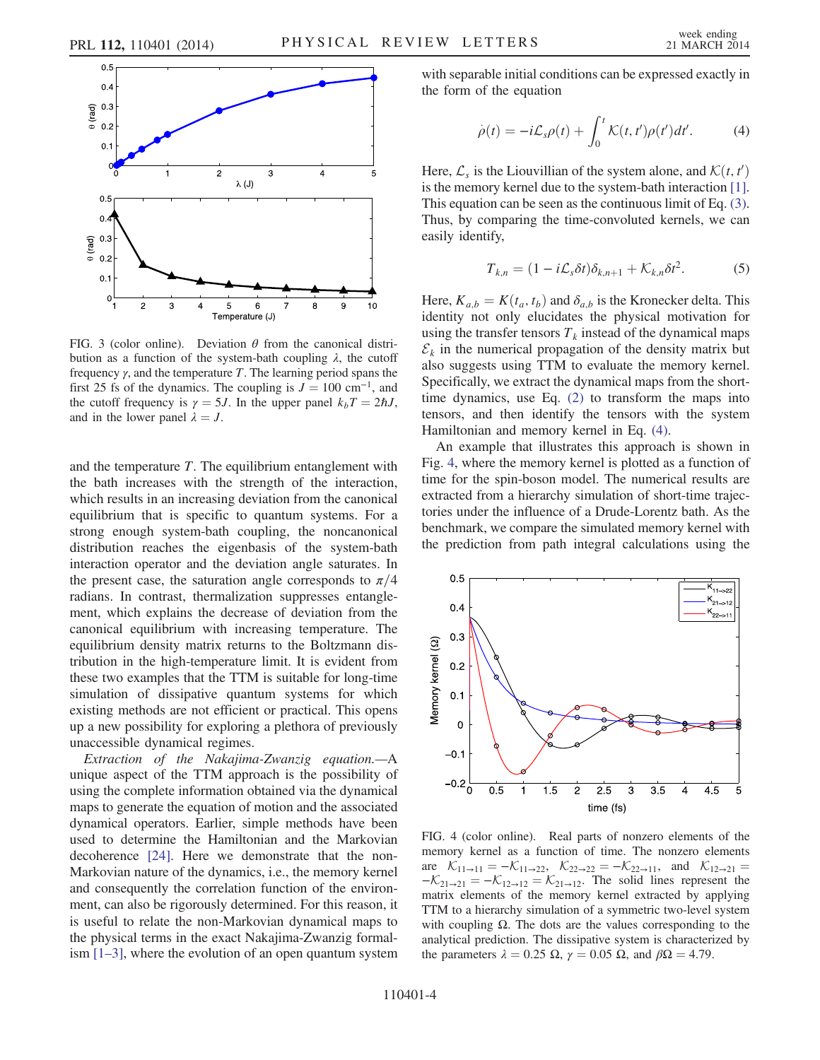FIG. 3 (color online). Deviation $\theta$ from the canonical distribution as a function of the system-bath coupling $\lambda$, the cutoff frequency $\gamma$, and the temperature $T$. The learning period spans the first 25 fs of the dynamics. The coupling is $J = 100\ \text{cm}^{-1}$, and the cutoff frequency is $\gamma = 5J$. In the upper panel $k_b T = 2\hbar J$, and in the lower panel $\lambda = J$.

and the temperature $T$. The equilibrium entanglement with the bath increases with the strength of the interaction, which results in an increasing deviation from the canonical equilibrium that is specific to quantum systems. For a strong enough system-bath coupling, the noncanonical distribution reaches the eigenbasis of the system-bath interaction operator and the deviation angle saturates. In the present case, the saturation angle corresponds to $\pi/4$ radians. In contrast, thermalization suppresses entanglement, which explains the decrease of deviation from the canonical equilibrium with increasing temperature. The equilibrium density matrix returns to the Boltzmann distribution in the high-temperature limit. It is evident from these two examples that the TTM is suitable for long-time simulation of dissipative quantum systems for which existing methods are not efficient or practical. This opens up a new possibility for exploring a plethora of previously unaccessible dynamical regimes.

*Extraction of the Nakajima-Zwanzig equation.*—A unique aspect of the TTM approach is the possibility of using the complete information obtained via the dynamical maps to generate the equation of motion and the associated dynamical operators. Earlier, simple methods have been used to determine the Hamiltonian and the Markovian decoherence [24]. Here we demonstrate that the non-Markovian nature of the dynamics, i.e., the memory kernel and consequently the correlation function of the environment, can also be rigorously determined. For this reason, it is useful to relate the non-Markovian dynamical maps to the physical terms in the exact Nakajima-Zwanzig formalism [1–3], where the evolution of an open quantum system with separable initial conditions can be expressed exactly in the form of the equation

$$\dot{\rho}(t) = -i\mathcal{L}_s\rho(t) + \int_0^t \mathcal{K}(t,t')\rho(t')dt'. \quad (4)$$

Here, $\mathcal{L}_s$ is the Liouvillian of the system alone, and $\mathcal{K}(t,t')$ is the memory kernel due to the system-bath interaction [1]. This equation can be seen as the continuous limit of Eq. (3). Thus, by comparing the time-convoluted kernels, we can easily identify,

$$T_{k,n} = (1 - i\mathcal{L}_s\delta t)\delta_{k,n+1} + \mathcal{K}_{k,n}\delta t^2. \quad (5)$$

Here, $K_{a,b} = K(t_a, t_b)$ and $\delta_{a,b}$ is the Kronecker delta. This identity not only elucidates the physical motivation for using the transfer tensors $T_k$ instead of the dynamical maps $\mathcal{E}_k$ in the numerical propagation of the density matrix but also suggests using TTM to evaluate the memory kernel. Specifically, we extract the dynamical maps from the short-time dynamics, use Eq. (2) to transform the maps into tensors, and then identify the tensors with the system Hamiltonian and memory kernel in Eq. (4).

An example that illustrates this approach is shown in Fig. 4, where the memory kernel is plotted as a function of time for the spin-boson model. The numerical results are extracted from a hierarchy simulation of short-time trajectories under the influence of a Drude-Lorentz bath. As the benchmark, we compare the simulated memory kernel with the prediction from path integral calculations using the

FIG. 4 (color online). Real parts of nonzero elements of the memory kernel as a function of time. The nonzero elements are $\mathcal{K}_{11\to11} = -\mathcal{K}_{11\to22}$, $\mathcal{K}_{22\to22} = -\mathcal{K}_{22\to11}$, and $\mathcal{K}_{12\to21} = -\mathcal{K}_{21\to21} = -\mathcal{K}_{12\to12} = \mathcal{K}_{21\to12}$. The solid lines represent the matrix elements of the memory kernel extracted by applying TTM to a hierarchy simulation of a symmetric two-level system with coupling $\Omega$. The dots are the values corresponding to the analytical prediction. The dissipative system is characterized by the parameters $\lambda = 0.25\ \Omega$, $\gamma = 0.05\ \Omega$, and $\beta\Omega = 4.79$.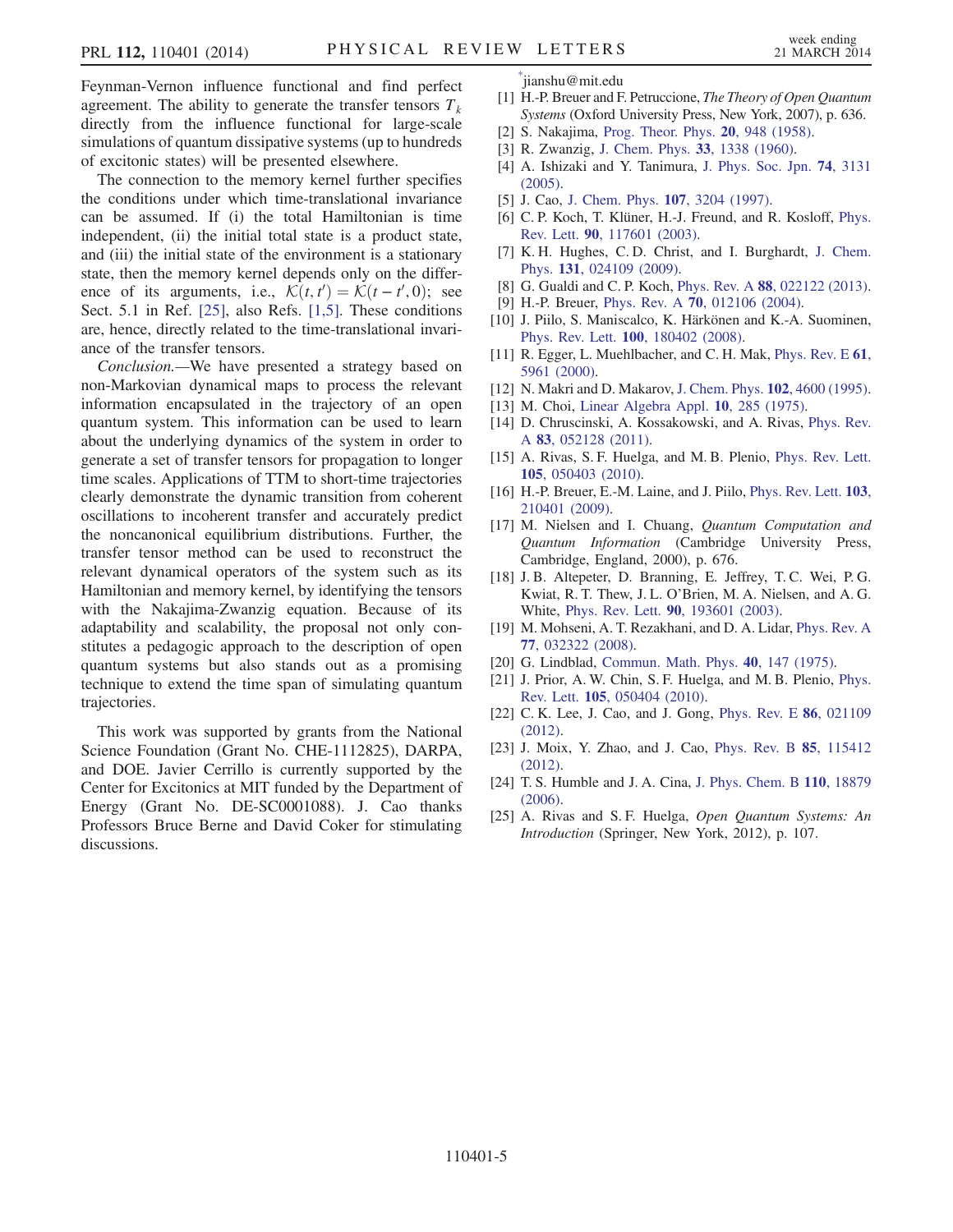Feynman-Vernon influence functional and find perfect agreement. The ability to generate the transfer tensors $T_k$ directly from the influence functional for large-scale simulations of quantum dissipative systems (up to hundreds of excitonic states) will be presented elsewhere.

The connection to the memory kernel further specifies the conditions under which time-translational invariance can be assumed. If (i) the total Hamiltonian is time independent, (ii) the initial total state is a product state, and (iii) the initial state of the environment is a stationary state, then the memory kernel depends only on the difference of its arguments, i.e., $\mathcal{K}(t, t') = \mathcal{K}(t - t', 0)$; see Sect. 5.1 in Ref. [25], also Refs. [1,5]. These conditions are, hence, directly related to the time-translational invariance of the transfer tensors.

*Conclusion.*—We have presented a strategy based on non-Markovian dynamical maps to process the relevant information encapsulated in the trajectory of an open quantum system. This information can be used to learn about the underlying dynamics of the system in order to generate a set of transfer tensors for propagation to longer time scales. Applications of TTM to short-time trajectories clearly demonstrate the dynamic transition from coherent oscillations to incoherent transfer and accurately predict the noncanonical equilibrium distributions. Further, the transfer tensor method can be used to reconstruct the relevant dynamical operators of the system such as its Hamiltonian and memory kernel, by identifying the tensors with the Nakajima-Zwanzig equation. Because of its adaptability and scalability, the proposal not only constitutes a pedagogic approach to the description of open quantum systems but also stands out as a promising technique to extend the time span of simulating quantum trajectories.

This work was supported by grants from the National Science Foundation (Grant No. CHE-1112825), DARPA, and DOE. Javier Cerrillo is currently supported by the Center for Excitonics at MIT funded by the Department of Energy (Grant No. DE-SC0001088). J. Cao thanks Professors Bruce Berne and David Coker for stimulating discussions.

[*] jianshu@mit.edu

[1] H.-P. Breuer and F. Petruccione, *The Theory of Open Quantum Systems* (Oxford University Press, New York, 2007), p. 636.

[2] S. Nakajima, Prog. Theor. Phys. **20**, 948 (1958).

[3] R. Zwanzig, J. Chem. Phys. **33**, 1338 (1960).

[4] A. Ishizaki and Y. Tanimura, J. Phys. Soc. Jpn. **74**, 3131 (2005).

[5] J. Cao, J. Chem. Phys. **107**, 3204 (1997).

[6] C. P. Koch, T. Klüner, H.-J. Freund, and R. Kosloff, Phys. Rev. Lett. **90**, 117601 (2003).

[7] K. H. Hughes, C. D. Christ, and I. Burghardt, J. Chem. Phys. **131**, 024109 (2009).

[8] G. Gualdi and C. P. Koch, Phys. Rev. A **88**, 022122 (2013).

[9] H.-P. Breuer, Phys. Rev. A **70**, 012106 (2004).

[10] J. Piilo, S. Maniscalco, K. Härkönen and K.-A. Suominen, Phys. Rev. Lett. **100**, 180402 (2008).

[11] R. Egger, L. Muehlbacher, and C. H. Mak, Phys. Rev. E **61**, 5961 (2000).

[12] N. Makri and D. Makarov, J. Chem. Phys. **102**, 4600 (1995).

[13] M. Choi, Linear Algebra Appl. **10**, 285 (1975).

[14] D. Chruscinski, A. Kossakowski, and A. Rivas, Phys. Rev. A **83**, 052128 (2011).

[15] A. Rivas, S. F. Huelga, and M. B. Plenio, Phys. Rev. Lett. **105**, 050403 (2010).

[16] H.-P. Breuer, E.-M. Laine, and J. Piilo, Phys. Rev. Lett. **103**, 210401 (2009).

[17] M. Nielsen and I. Chuang, *Quantum Computation and Quantum Information* (Cambridge University Press, Cambridge, England, 2000), p. 676.

[18] J. B. Altepeter, D. Branning, E. Jeffrey, T. C. Wei, P. G. Kwiat, R. T. Thew, J. L. O'Brien, M. A. Nielsen, and A. G. White, Phys. Rev. Lett. **90**, 193601 (2003).

[19] M. Mohseni, A. T. Rezakhani, and D. A. Lidar, Phys. Rev. A **77**, 032322 (2008).

[20] G. Lindblad, Commun. Math. Phys. **40**, 147 (1975).

[21] J. Prior, A. W. Chin, S. F. Huelga, and M. B. Plenio, Phys. Rev. Lett. **105**, 050404 (2010).

[22] C. K. Lee, J. Cao, and J. Gong, Phys. Rev. E **86**, 021109 (2012).

[23] J. Moix, Y. Zhao, and J. Cao, Phys. Rev. B **85**, 115412 (2012).

[24] T. S. Humble and J. A. Cina, J. Phys. Chem. B **110**, 18879 (2006).

[25] A. Rivas and S. F. Huelga, *Open Quantum Systems: An Introduction* (Springer, New York, 2012), p. 107.